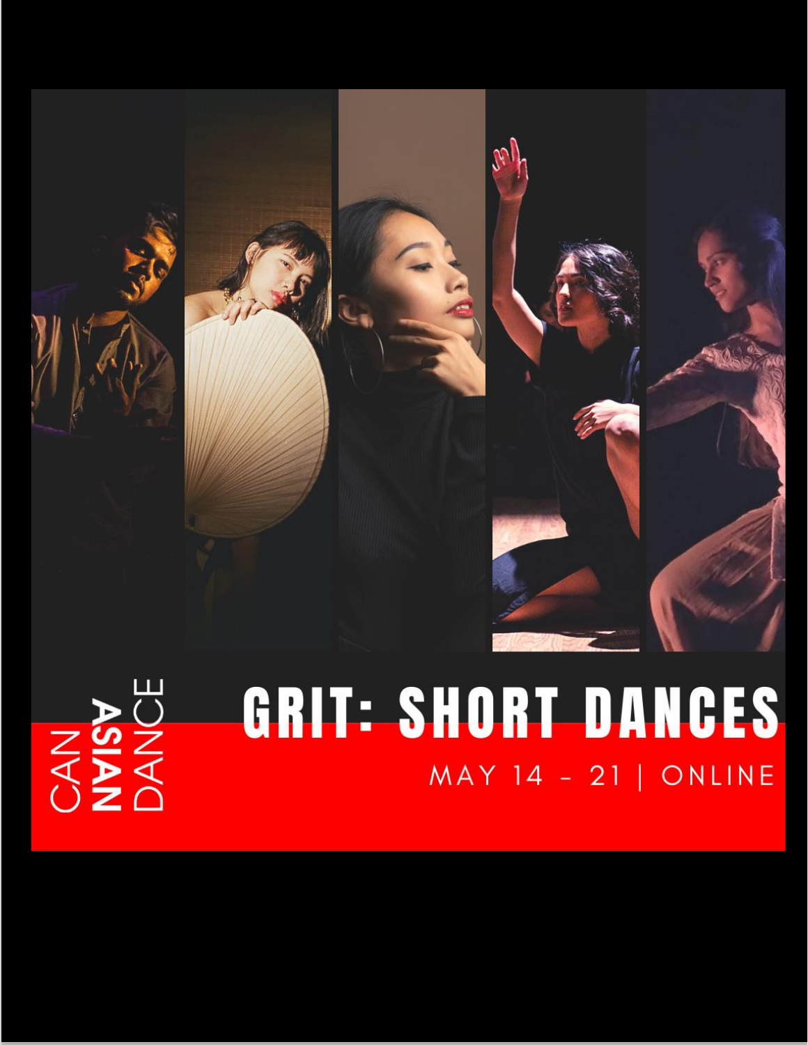CAN **ASIAN** DANCE

# GRIT: SHORT DANCES

MAY 14 - 21 | ONLINE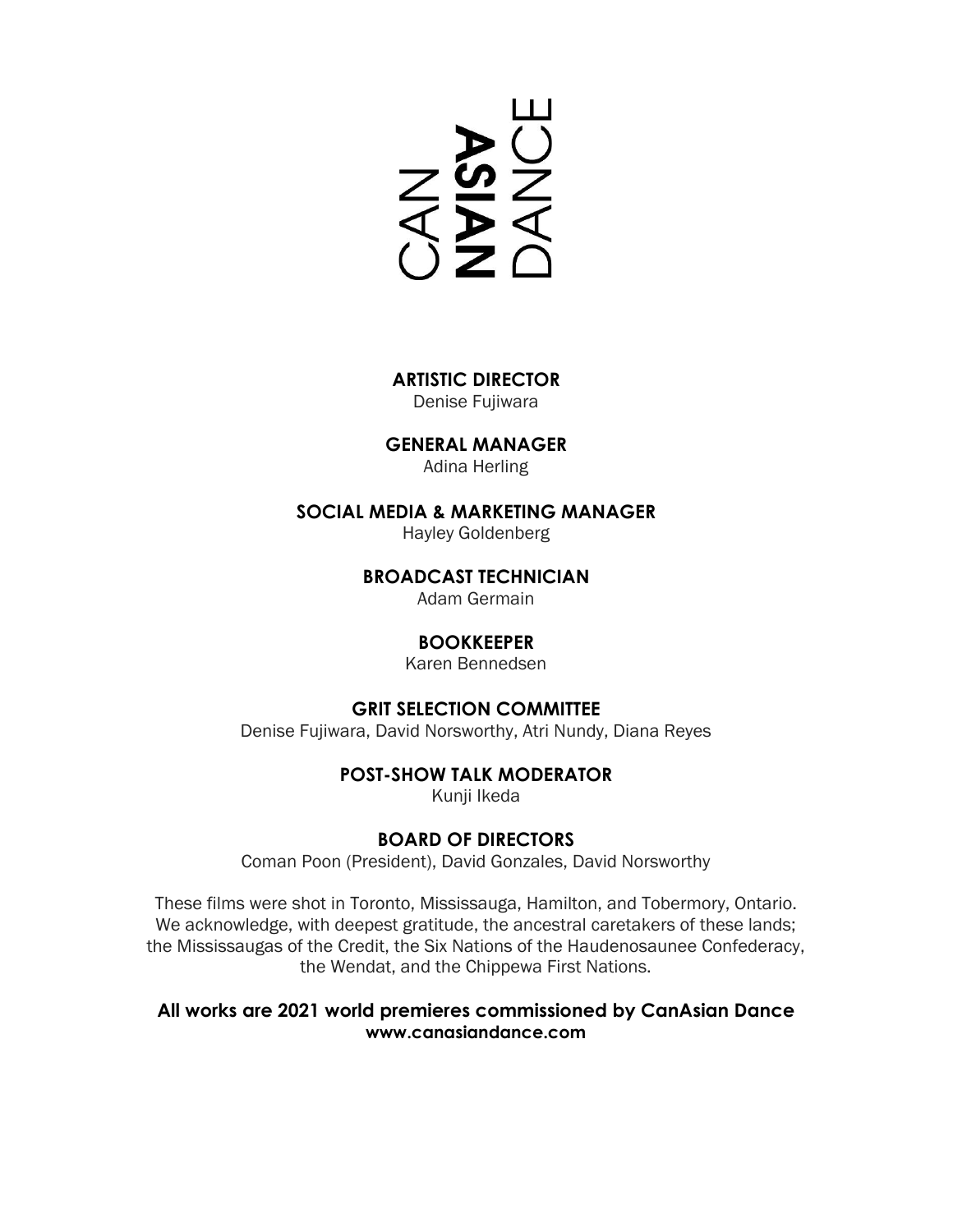CAN ASIAN DANCE

**ARTISTIC DIRECTOR**
Denise Fujiwara

**GENERAL MANAGER**
Adina Herling

**SOCIAL MEDIA & MARKETING MANAGER**
Hayley Goldenberg

**BROADCAST TECHNICIAN**
Adam Germain

**BOOKKEEPER**
Karen Bennedsen

**GRIT SELECTION COMMITTEE**
Denise Fujiwara, David Norsworthy, Atri Nundy, Diana Reyes

**POST-SHOW TALK MODERATOR**
Kunji Ikeda

**BOARD OF DIRECTORS**
Coman Poon (President), David Gonzales, David Norsworthy

These films were shot in Toronto, Mississauga, Hamilton, and Tobermory, Ontario. We acknowledge, with deepest gratitude, the ancestral caretakers of these lands; the Mississaugas of the Credit, the Six Nations of the Haudenosaunee Confederacy, the Wendat, and the Chippewa First Nations.

**All works are 2021 world premieres commissioned by CanAsian Dance**
**www.canasiandance.com**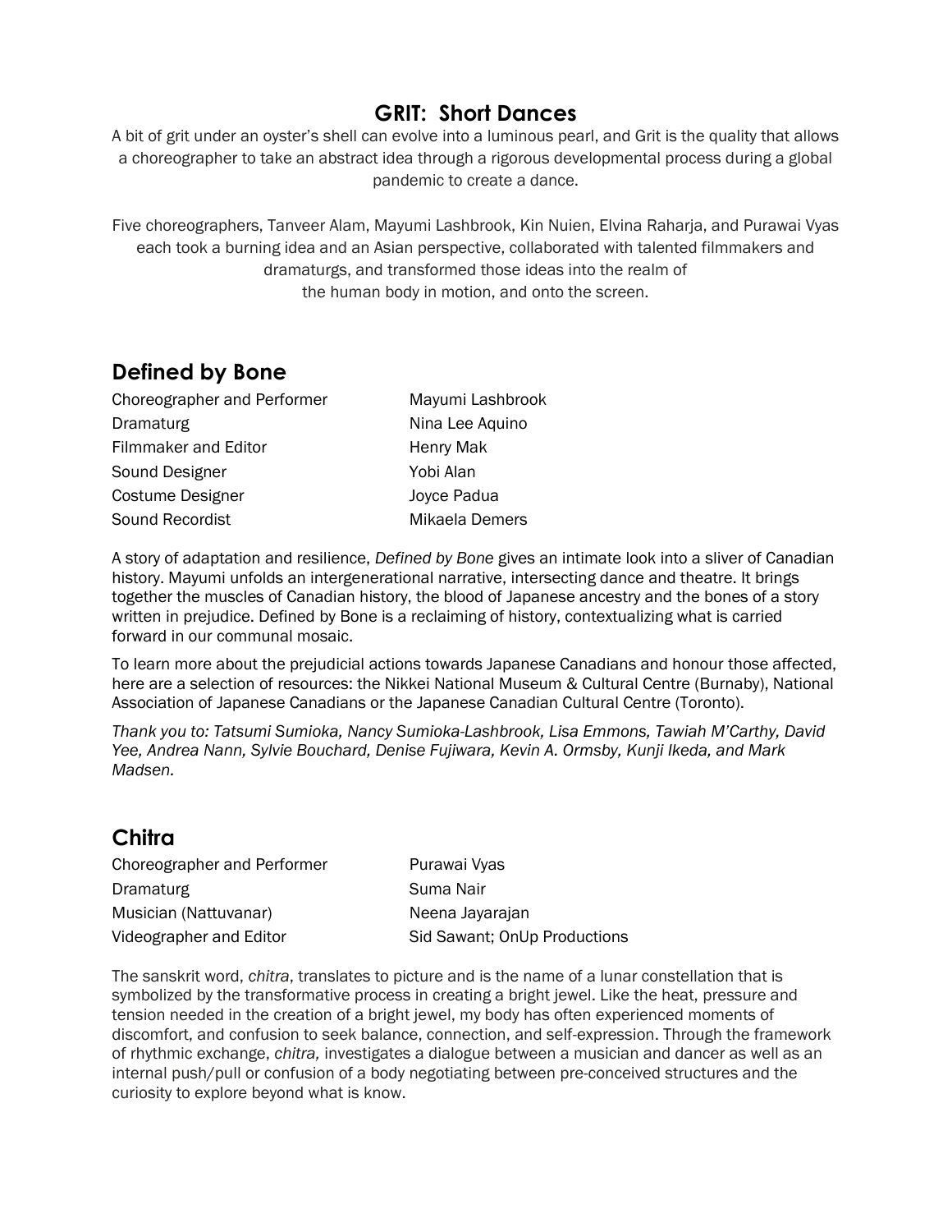# GRIT: Short Dances

A bit of grit under an oyster's shell can evolve into a luminous pearl, and Grit is the quality that allows a choreographer to take an abstract idea through a rigorous developmental process during a global pandemic to create a dance.

Five choreographers, Tanveer Alam, Mayumi Lashbrook, Kin Nuien, Elvina Raharja, and Purawai Vyas each took a burning idea and an Asian perspective, collaborated with talented filmmakers and dramaturgs, and transformed those ideas into the realm of the human body in motion, and onto the screen.

## Defined by Bone

| | |
|---|---|
| Choreographer and Performer | Mayumi Lashbrook |
| Dramaturg | Nina Lee Aquino |
| Filmmaker and Editor | Henry Mak |
| Sound Designer | Yobi Alan |
| Costume Designer | Joyce Padua |
| Sound Recordist | Mikaela Demers |

A story of adaptation and resilience, *Defined by Bone* gives an intimate look into a sliver of Canadian history. Mayumi unfolds an intergenerational narrative, intersecting dance and theatre. It brings together the muscles of Canadian history, the blood of Japanese ancestry and the bones of a story written in prejudice. Defined by Bone is a reclaiming of history, contextualizing what is carried forward in our communal mosaic.

To learn more about the prejudicial actions towards Japanese Canadians and honour those affected, here are a selection of resources: the Nikkei National Museum & Cultural Centre (Burnaby), National Association of Japanese Canadians or the Japanese Canadian Cultural Centre (Toronto).

*Thank you to: Tatsumi Sumioka, Nancy Sumioka-Lashbrook, Lisa Emmons, Tawiah M'Carthy, David Yee, Andrea Nann, Sylvie Bouchard, Denise Fujiwara, Kevin A. Ormsby, Kunji Ikeda, and Mark Madsen.*

## Chitra

| | |
|---|---|
| Choreographer and Performer | Purawai Vyas |
| Dramaturg | Suma Nair |
| Musician (Nattuvanar) | Neena Jayarajan |
| Videographer and Editor | Sid Sawant; OnUp Productions |

The sanskrit word, *chitra*, translates to picture and is the name of a lunar constellation that is symbolized by the transformative process in creating a bright jewel. Like the heat, pressure and tension needed in the creation of a bright jewel, my body has often experienced moments of discomfort, and confusion to seek balance, connection, and self-expression. Through the framework of rhythmic exchange, *chitra,* investigates a dialogue between a musician and dancer as well as an internal push/pull or confusion of a body negotiating between pre-conceived structures and the curiosity to explore beyond what is know.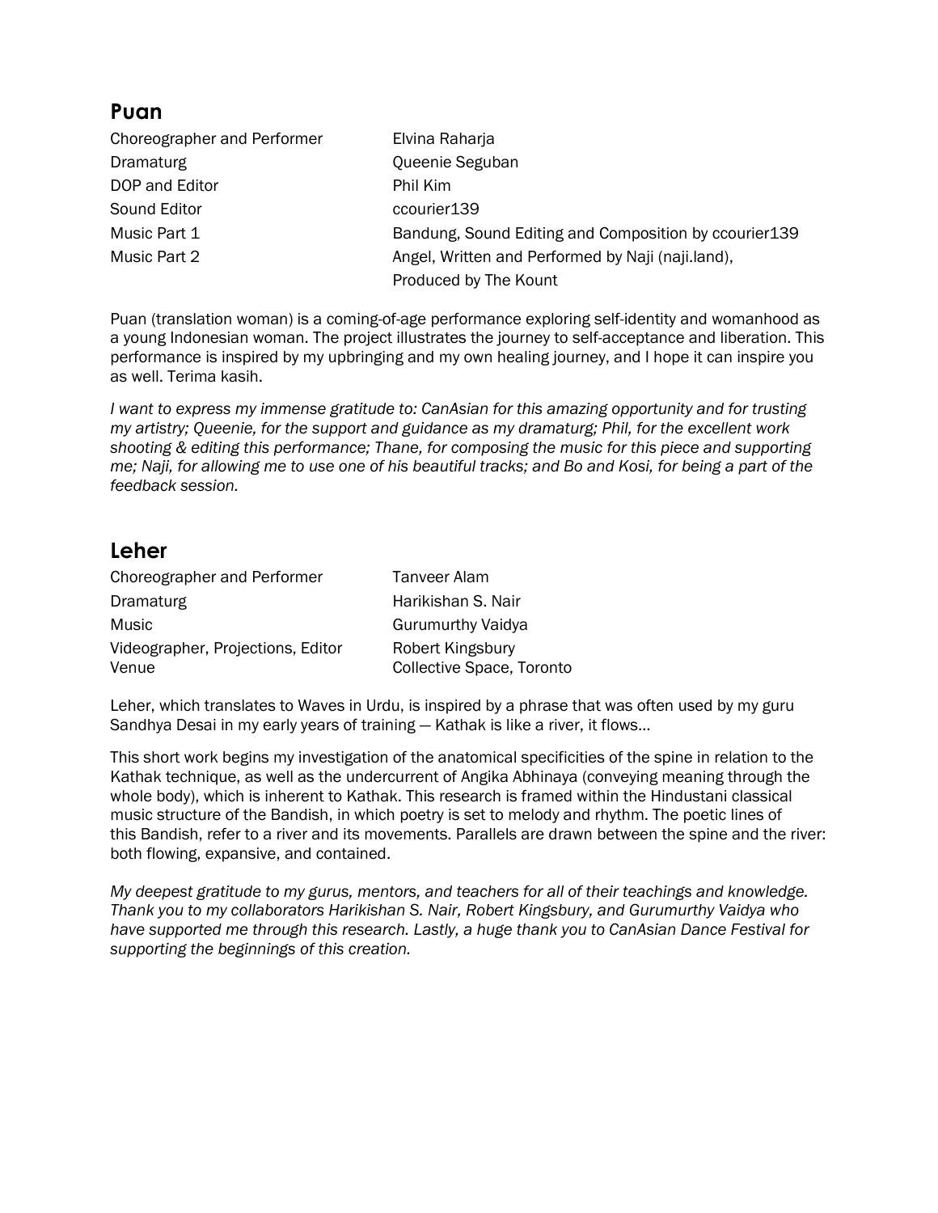## Puan

| | |
|---|---|
| Choreographer and Performer | Elvina Raharja |
| Dramaturg | Queenie Seguban |
| DOP and Editor | Phil Kim |
| Sound Editor | ccourier139 |
| Music Part 1 | Bandung, Sound Editing and Composition by ccourier139 |
| Music Part 2 | Angel, Written and Performed by Naji (naji.land), Produced by The Kount |

Puan (translation woman) is a coming-of-age performance exploring self-identity and womanhood as a young Indonesian woman. The project illustrates the journey to self-acceptance and liberation. This performance is inspired by my upbringing and my own healing journey, and I hope it can inspire you as well. Terima kasih.

*I want to express my immense gratitude to: CanAsian for this amazing opportunity and for trusting my artistry; Queenie, for the support and guidance as my dramaturg; Phil, for the excellent work shooting & editing this performance; Thane, for composing the music for this piece and supporting me; Naji, for allowing me to use one of his beautiful tracks; and Bo and Kosi, for being a part of the feedback session.*

## Leher

| | |
|---|---|
| Choreographer and Performer | Tanveer Alam |
| Dramaturg | Harikishan S. Nair |
| Music | Gurumurthy Vaidya |
| Videographer, Projections, Editor | Robert Kingsbury |
| Venue | Collective Space, Toronto |

Leher, which translates to Waves in Urdu, is inspired by a phrase that was often used by my guru Sandhya Desai in my early years of training — Kathak is like a river, it flows…

This short work begins my investigation of the anatomical specificities of the spine in relation to the Kathak technique, as well as the undercurrent of Angika Abhinaya (conveying meaning through the whole body), which is inherent to Kathak. This research is framed within the Hindustani classical music structure of the Bandish, in which poetry is set to melody and rhythm. The poetic lines of this Bandish, refer to a river and its movements. Parallels are drawn between the spine and the river: both flowing, expansive, and contained.

*My deepest gratitude to my gurus, mentors, and teachers for all of their teachings and knowledge. Thank you to my collaborators Harikishan S. Nair, Robert Kingsbury, and Gurumurthy Vaidya who have supported me through this research. Lastly, a huge thank you to CanAsian Dance Festival for supporting the beginnings of this creation.*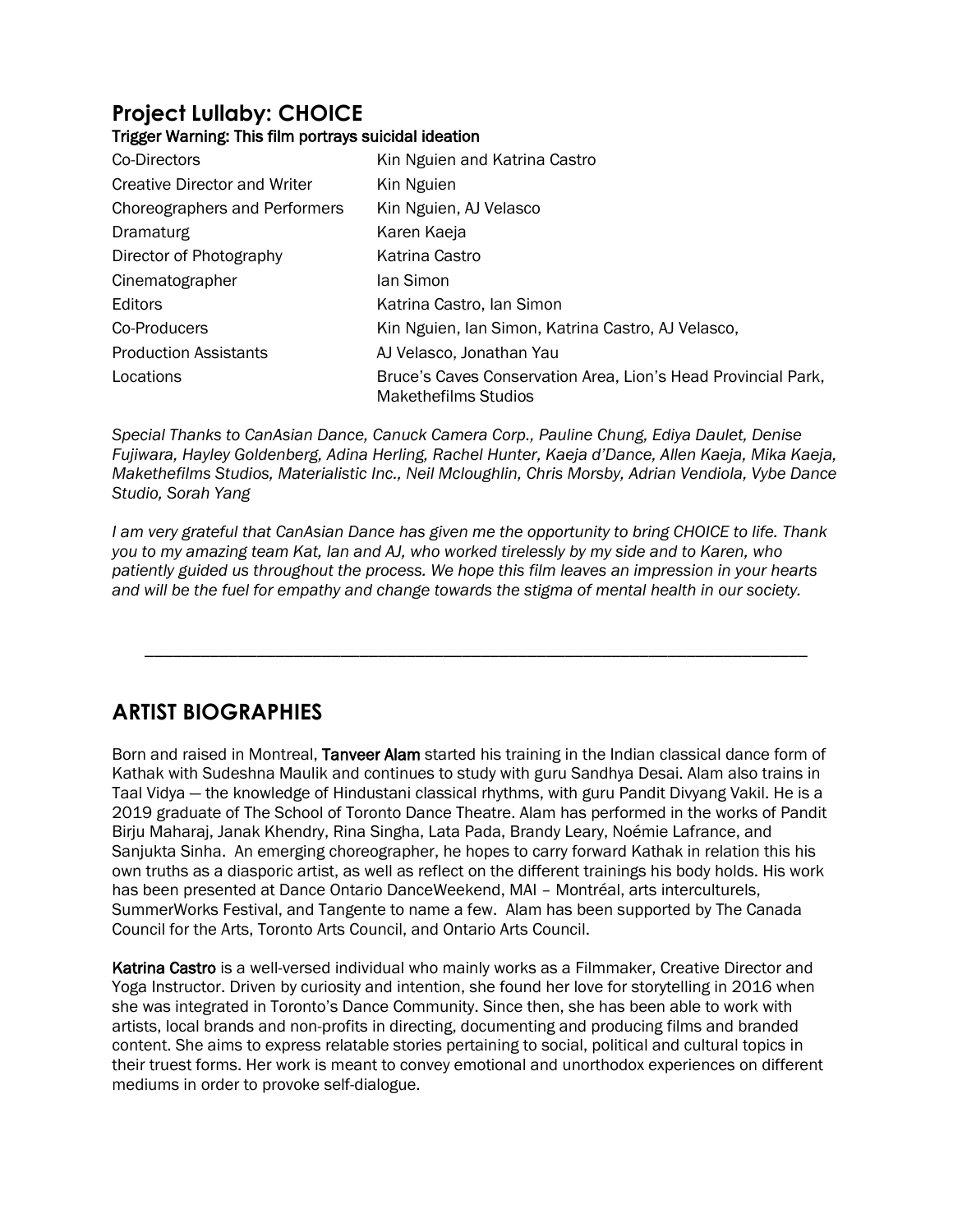## Project Lullaby: CHOICE

### Trigger Warning: This film portrays suicidal ideation

| | |
|---|---|
| Co-Directors | Kin Nguien and Katrina Castro |
| Creative Director and Writer | Kin Nguien |
| Choreographers and Performers | Kin Nguien, AJ Velasco |
| Dramaturg | Karen Kaeja |
| Director of Photography | Katrina Castro |
| Cinematographer | Ian Simon |
| Editors | Katrina Castro, Ian Simon |
| Co-Producers | Kin Nguien, Ian Simon, Katrina Castro, AJ Velasco, |
| Production Assistants | AJ Velasco, Jonathan Yau |
| Locations | Bruce's Caves Conservation Area, Lion's Head Provincial Park, Makethefilms Studios |

*Special Thanks to CanAsian Dance, Canuck Camera Corp., Pauline Chung, Ediya Daulet, Denise Fujiwara, Hayley Goldenberg, Adina Herling, Rachel Hunter, Kaeja d'Dance, Allen Kaeja, Mika Kaeja, Makethefilms Studios, Materialistic Inc., Neil Mcloughlin, Chris Morsby, Adrian Vendiola, Vybe Dance Studio, Sorah Yang*

*I am very grateful that CanAsian Dance has given me the opportunity to bring CHOICE to life. Thank you to my amazing team Kat, Ian and AJ, who worked tirelessly by my side and to Karen, who patiently guided us throughout the process. We hope this film leaves an impression in your hearts and will be the fuel for empathy and change towards the stigma of mental health in our society.*

---

## ARTIST BIOGRAPHIES

Born and raised in Montreal, **Tanveer Alam** started his training in the Indian classical dance form of Kathak with Sudeshna Maulik and continues to study with guru Sandhya Desai. Alam also trains in Taal Vidya — the knowledge of Hindustani classical rhythms, with guru Pandit Divyang Vakil. He is a 2019 graduate of The School of Toronto Dance Theatre. Alam has performed in the works of Pandit Birju Maharaj, Janak Khendry, Rina Singha, Lata Pada, Brandy Leary, Noémie Lafrance, and Sanjukta Sinha. An emerging choreographer, he hopes to carry forward Kathak in relation this his own truths as a diasporic artist, as well as reflect on the different trainings his body holds. His work has been presented at Dance Ontario DanceWeekend, MAI – Montréal, arts interculturels, SummerWorks Festival, and Tangente to name a few. Alam has been supported by The Canada Council for the Arts, Toronto Arts Council, and Ontario Arts Council.

**Katrina Castro** is a well-versed individual who mainly works as a Filmmaker, Creative Director and Yoga Instructor. Driven by curiosity and intention, she found her love for storytelling in 2016 when she was integrated in Toronto's Dance Community. Since then, she has been able to work with artists, local brands and non-profits in directing, documenting and producing films and branded content. She aims to express relatable stories pertaining to social, political and cultural topics in their truest forms. Her work is meant to convey emotional and unorthodox experiences on different mediums in order to provoke self-dialogue.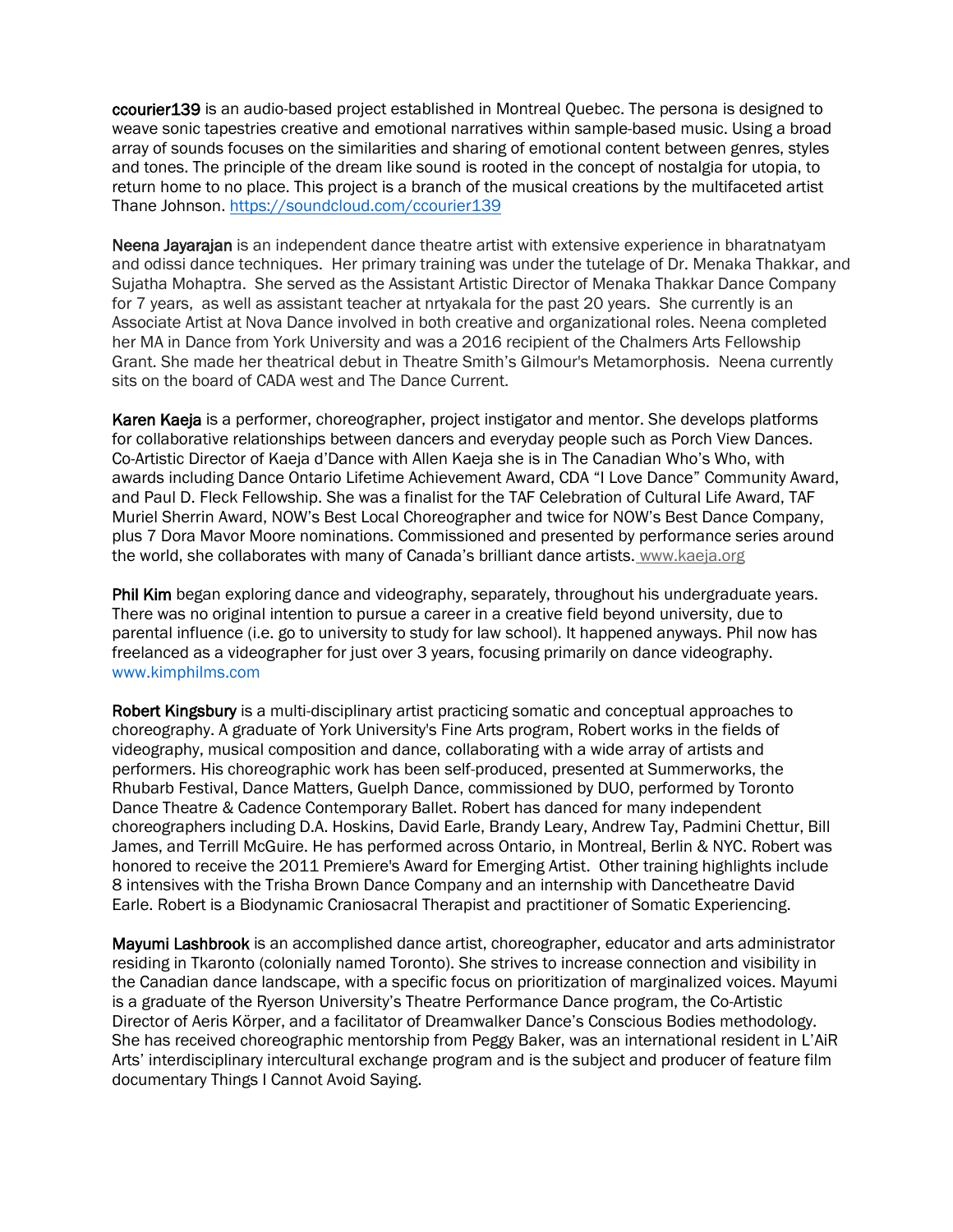**ccourier139** is an audio-based project established in Montreal Quebec. The persona is designed to weave sonic tapestries creative and emotional narratives within sample-based music. Using a broad array of sounds focuses on the similarities and sharing of emotional content between genres, styles and tones. The principle of the dream like sound is rooted in the concept of nostalgia for utopia, to return home to no place. This project is a branch of the musical creations by the multifaceted artist Thane Johnson. https://soundcloud.com/ccourier139

**Neena Jayarajan** is an independent dance theatre artist with extensive experience in bharatnatyam and odissi dance techniques. Her primary training was under the tutelage of Dr. Menaka Thakkar, and Sujatha Mohaptra. She served as the Assistant Artistic Director of Menaka Thakkar Dance Company for 7 years, as well as assistant teacher at nrtyakala for the past 20 years. She currently is an Associate Artist at Nova Dance involved in both creative and organizational roles. Neena completed her MA in Dance from York University and was a 2016 recipient of the Chalmers Arts Fellowship Grant. She made her theatrical debut in Theatre Smith's Gilmour's Metamorphosis. Neena currently sits on the board of CADA west and The Dance Current.

**Karen Kaeja** is a performer, choreographer, project instigator and mentor. She develops platforms for collaborative relationships between dancers and everyday people such as Porch View Dances. Co-Artistic Director of Kaeja d'Dance with Allen Kaeja she is in The Canadian Who's Who, with awards including Dance Ontario Lifetime Achievement Award, CDA "I Love Dance" Community Award, and Paul D. Fleck Fellowship. She was a finalist for the TAF Celebration of Cultural Life Award, TAF Muriel Sherrin Award, NOW's Best Local Choreographer and twice for NOW's Best Dance Company, plus 7 Dora Mavor Moore nominations. Commissioned and presented by performance series around the world, she collaborates with many of Canada's brilliant dance artists. www.kaeja.org

**Phil Kim** began exploring dance and videography, separately, throughout his undergraduate years. There was no original intention to pursue a career in a creative field beyond university, due to parental influence (i.e. go to university to study for law school). It happened anyways. Phil now has freelanced as a videographer for just over 3 years, focusing primarily on dance videography. www.kimphilms.com

**Robert Kingsbury** is a multi-disciplinary artist practicing somatic and conceptual approaches to choreography. A graduate of York University's Fine Arts program, Robert works in the fields of videography, musical composition and dance, collaborating with a wide array of artists and performers. His choreographic work has been self-produced, presented at Summerworks, the Rhubarb Festival, Dance Matters, Guelph Dance, commissioned by DUO, performed by Toronto Dance Theatre & Cadence Contemporary Ballet. Robert has danced for many independent choreographers including D.A. Hoskins, David Earle, Brandy Leary, Andrew Tay, Padmini Chettur, Bill James, and Terrill McGuire. He has performed across Ontario, in Montreal, Berlin & NYC. Robert was honored to receive the 2011 Premiere's Award for Emerging Artist. Other training highlights include 8 intensives with the Trisha Brown Dance Company and an internship with Dancetheatre David Earle. Robert is a Biodynamic Craniosacral Therapist and practitioner of Somatic Experiencing.

**Mayumi Lashbrook** is an accomplished dance artist, choreographer, educator and arts administrator residing in Tkaronto (colonially named Toronto). She strives to increase connection and visibility in the Canadian dance landscape, with a specific focus on prioritization of marginalized voices. Mayumi is a graduate of the Ryerson University's Theatre Performance Dance program, the Co-Artistic Director of Aeris Körper, and a facilitator of Dreamwalker Dance's Conscious Bodies methodology. She has received choreographic mentorship from Peggy Baker, was an international resident in L'AiR Arts' interdisciplinary intercultural exchange program and is the subject and producer of feature film documentary Things I Cannot Avoid Saying.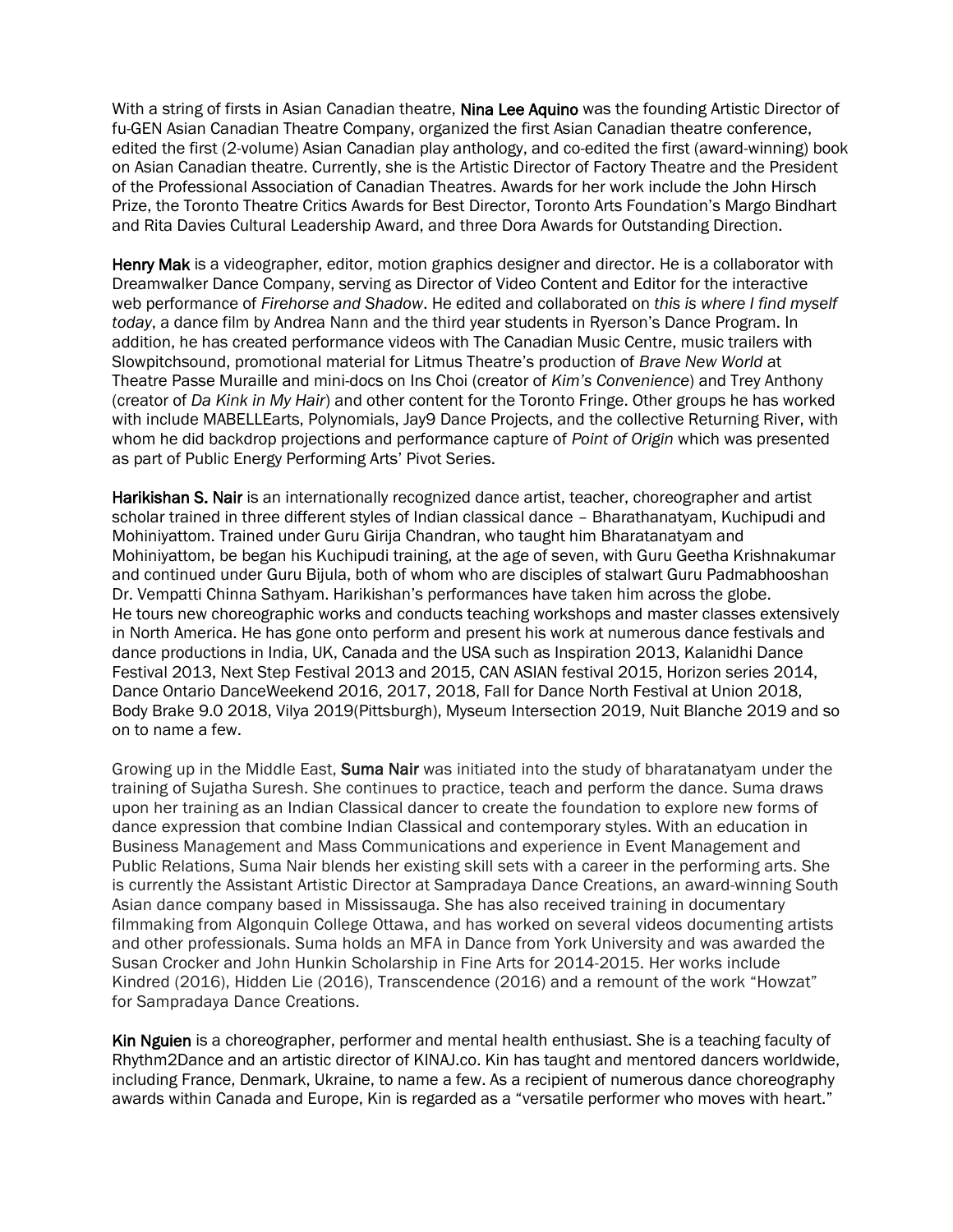With a string of firsts in Asian Canadian theatre, **Nina Lee Aquino** was the founding Artistic Director of fu-GEN Asian Canadian Theatre Company, organized the first Asian Canadian theatre conference, edited the first (2-volume) Asian Canadian play anthology, and co-edited the first (award-winning) book on Asian Canadian theatre. Currently, she is the Artistic Director of Factory Theatre and the President of the Professional Association of Canadian Theatres. Awards for her work include the John Hirsch Prize, the Toronto Theatre Critics Awards for Best Director, Toronto Arts Foundation's Margo Bindhart and Rita Davies Cultural Leadership Award, and three Dora Awards for Outstanding Direction.

**Henry Mak** is a videographer, editor, motion graphics designer and director. He is a collaborator with Dreamwalker Dance Company, serving as Director of Video Content and Editor for the interactive web performance of *Firehorse and Shadow*. He edited and collaborated on *this is where I find myself today*, a dance film by Andrea Nann and the third year students in Ryerson's Dance Program. In addition, he has created performance videos with The Canadian Music Centre, music trailers with Slowpitchsound, promotional material for Litmus Theatre's production of *Brave New World* at Theatre Passe Muraille and mini-docs on Ins Choi (creator of *Kim's Convenience*) and Trey Anthony (creator of *Da Kink in My Hair*) and other content for the Toronto Fringe. Other groups he has worked with include MABELLEarts, Polynomials, Jay9 Dance Projects, and the collective Returning River, with whom he did backdrop projections and performance capture of *Point of Origin* which was presented as part of Public Energy Performing Arts' Pivot Series.

**Harikishan S. Nair** is an internationally recognized dance artist, teacher, choreographer and artist scholar trained in three different styles of Indian classical dance – Bharathanatyam, Kuchipudi and Mohiniyattom. Trained under Guru Girija Chandran, who taught him Bharatanatyam and Mohiniyattom, be began his Kuchipudi training, at the age of seven, with Guru Geetha Krishnakumar and continued under Guru Bijula, both of whom who are disciples of stalwart Guru Padmabhooshan Dr. Vempatti Chinna Sathyam. Harikishan's performances have taken him across the globe. He tours new choreographic works and conducts teaching workshops and master classes extensively in North America. He has gone onto perform and present his work at numerous dance festivals and dance productions in India, UK, Canada and the USA such as Inspiration 2013, Kalanidhi Dance Festival 2013, Next Step Festival 2013 and 2015, CAN ASIAN festival 2015, Horizon series 2014, Dance Ontario DanceWeekend 2016, 2017, 2018, Fall for Dance North Festival at Union 2018, Body Brake 9.0 2018, Vilya 2019(Pittsburgh), Myseum Intersection 2019, Nuit Blanche 2019 and so on to name a few.

Growing up in the Middle East, **Suma Nair** was initiated into the study of bharatanatyam under the training of Sujatha Suresh. She continues to practice, teach and perform the dance. Suma draws upon her training as an Indian Classical dancer to create the foundation to explore new forms of dance expression that combine Indian Classical and contemporary styles. With an education in Business Management and Mass Communications and experience in Event Management and Public Relations, Suma Nair blends her existing skill sets with a career in the performing arts. She is currently the Assistant Artistic Director at Sampradaya Dance Creations, an award-winning South Asian dance company based in Mississauga. She has also received training in documentary filmmaking from Algonquin College Ottawa, and has worked on several videos documenting artists and other professionals. Suma holds an MFA in Dance from York University and was awarded the Susan Crocker and John Hunkin Scholarship in Fine Arts for 2014-2015. Her works include Kindred (2016), Hidden Lie (2016), Transcendence (2016) and a remount of the work "Howzat" for Sampradaya Dance Creations.

**Kin Nguien** is a choreographer, performer and mental health enthusiast. She is a teaching faculty of Rhythm2Dance and an artistic director of KINAJ.co. Kin has taught and mentored dancers worldwide, including France, Denmark, Ukraine, to name a few. As a recipient of numerous dance choreography awards within Canada and Europe, Kin is regarded as a "versatile performer who moves with heart."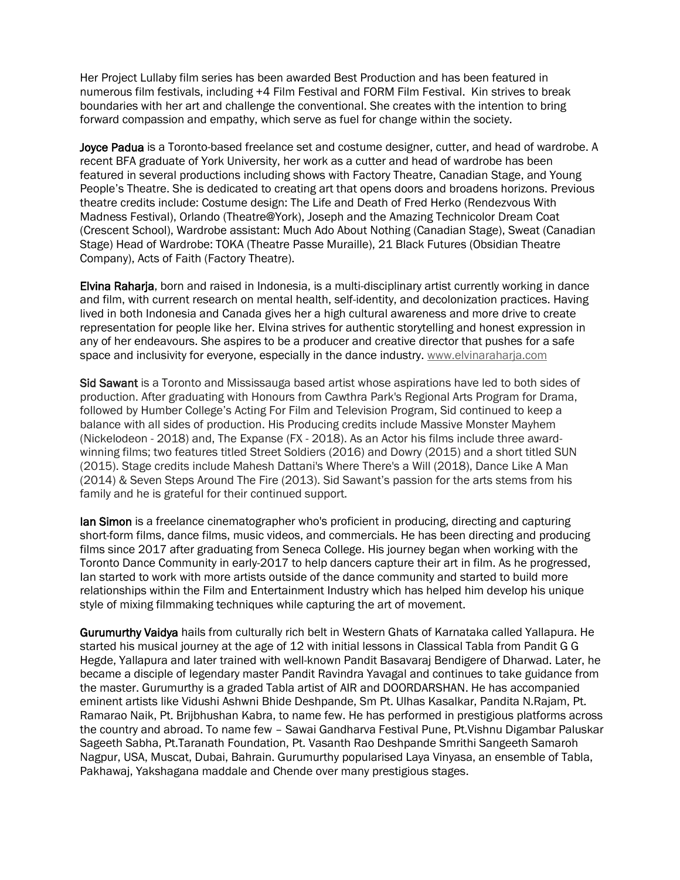Her Project Lullaby film series has been awarded Best Production and has been featured in numerous film festivals, including +4 Film Festival and FORM Film Festival. Kin strives to break boundaries with her art and challenge the conventional. She creates with the intention to bring forward compassion and empathy, which serve as fuel for change within the society.

**Joyce Padua** is a Toronto-based freelance set and costume designer, cutter, and head of wardrobe. A recent BFA graduate of York University, her work as a cutter and head of wardrobe has been featured in several productions including shows with Factory Theatre, Canadian Stage, and Young People's Theatre. She is dedicated to creating art that opens doors and broadens horizons. Previous theatre credits include: Costume design: The Life and Death of Fred Herko (Rendezvous With Madness Festival), Orlando (Theatre@York), Joseph and the Amazing Technicolor Dream Coat (Crescent School), Wardrobe assistant: Much Ado About Nothing (Canadian Stage), Sweat (Canadian Stage) Head of Wardrobe: TOKA (Theatre Passe Muraille), 21 Black Futures (Obsidian Theatre Company), Acts of Faith (Factory Theatre).

**Elvina Raharja**, born and raised in Indonesia, is a multi-disciplinary artist currently working in dance and film, with current research on mental health, self-identity, and decolonization practices. Having lived in both Indonesia and Canada gives her a high cultural awareness and more drive to create representation for people like her. Elvina strives for authentic storytelling and honest expression in any of her endeavours. She aspires to be a producer and creative director that pushes for a safe space and inclusivity for everyone, especially in the dance industry. www.elvinaraharja.com

**Sid Sawant** is a Toronto and Mississauga based artist whose aspirations have led to both sides of production. After graduating with Honours from Cawthra Park's Regional Arts Program for Drama, followed by Humber College's Acting For Film and Television Program, Sid continued to keep a balance with all sides of production. His Producing credits include Massive Monster Mayhem (Nickelodeon - 2018) and, The Expanse (FX - 2018). As an Actor his films include three award-winning films; two features titled Street Soldiers (2016) and Dowry (2015) and a short titled SUN (2015). Stage credits include Mahesh Dattani's Where There's a Will (2018), Dance Like A Man (2014) & Seven Steps Around The Fire (2013). Sid Sawant's passion for the arts stems from his family and he is grateful for their continued support.

**Ian Simon** is a freelance cinematographer who's proficient in producing, directing and capturing short-form films, dance films, music videos, and commercials. He has been directing and producing films since 2017 after graduating from Seneca College. His journey began when working with the Toronto Dance Community in early-2017 to help dancers capture their art in film. As he progressed, Ian started to work with more artists outside of the dance community and started to build more relationships within the Film and Entertainment Industry which has helped him develop his unique style of mixing filmmaking techniques while capturing the art of movement.

**Gurumurthy Vaidya** hails from culturally rich belt in Western Ghats of Karnataka called Yallapura. He started his musical journey at the age of 12 with initial lessons in Classical Tabla from Pandit G G Hegde, Yallapura and later trained with well-known Pandit Basavaraj Bendigere of Dharwad. Later, he became a disciple of legendary master Pandit Ravindra Yavagal and continues to take guidance from the master. Gurumurthy is a graded Tabla artist of AIR and DOORDARSHAN. He has accompanied eminent artists like Vidushi Ashwni Bhide Deshpande, Sm Pt. Ulhas Kasalkar, Pandita N.Rajam, Pt. Ramarao Naik, Pt. Brijbhushan Kabra, to name few. He has performed in prestigious platforms across the country and abroad. To name few – Sawai Gandharva Festival Pune, Pt.Vishnu Digambar Paluskar Sageeth Sabha, Pt.Taranath Foundation, Pt. Vasanth Rao Deshpande Smrithi Sangeeth Samaroh Nagpur, USA, Muscat, Dubai, Bahrain. Gurumurthy popularised Laya Vinyasa, an ensemble of Tabla, Pakhawaj, Yakshagana maddale and Chende over many prestigious stages.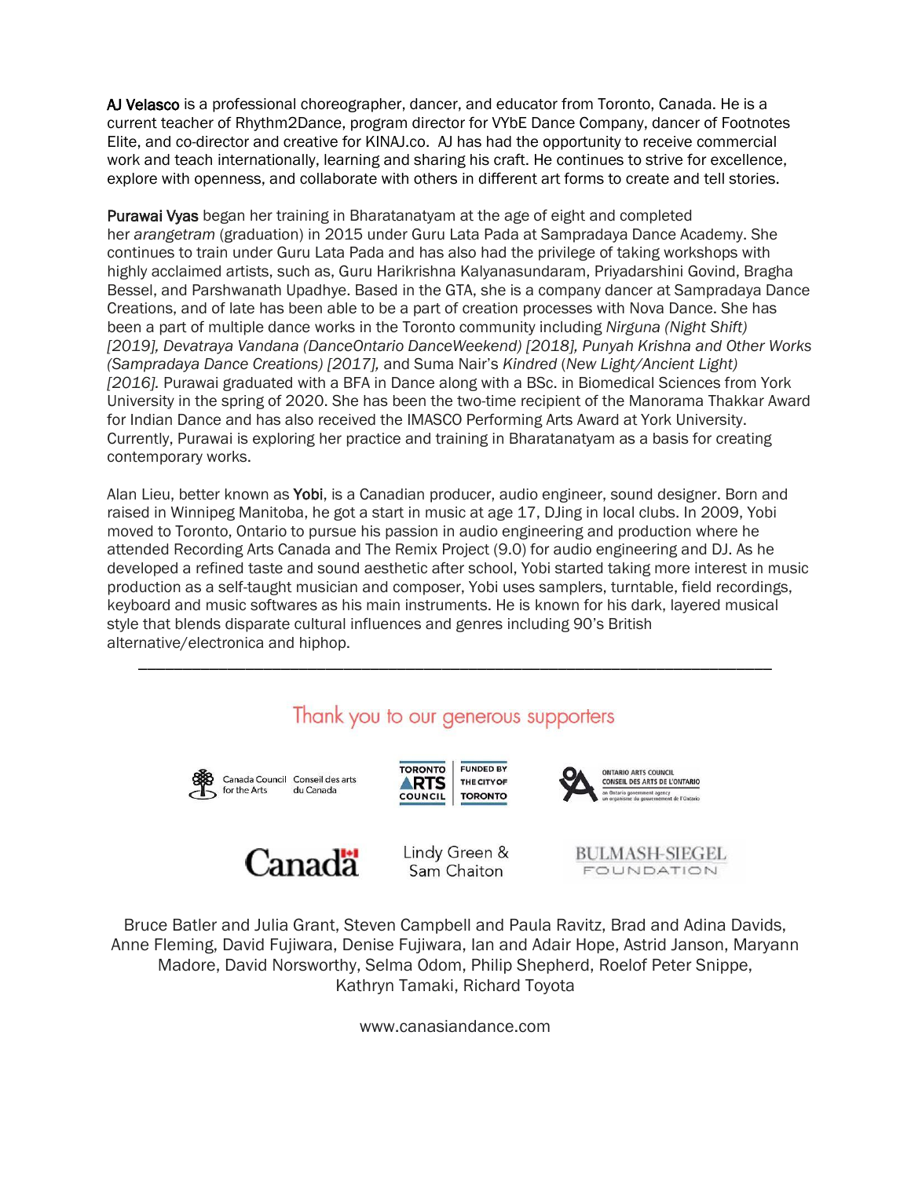**AJ Velasco** is a professional choreographer, dancer, and educator from Toronto, Canada. He is a current teacher of Rhythm2Dance, program director for VYbE Dance Company, dancer of Footnotes Elite, and co-director and creative for KINAJ.co. AJ has had the opportunity to receive commercial work and teach internationally, learning and sharing his craft. He continues to strive for excellence, explore with openness, and collaborate with others in different art forms to create and tell stories.

**Purawai Vyas** began her training in Bharatanatyam at the age of eight and completed her *arangetram* (graduation) in 2015 under Guru Lata Pada at Sampradaya Dance Academy. She continues to train under Guru Lata Pada and has also had the privilege of taking workshops with highly acclaimed artists, such as, Guru Harikrishna Kalyanasundaram, Priyadarshini Govind, Bragha Bessel, and Parshwanath Upadhye. Based in the GTA, she is a company dancer at Sampradaya Dance Creations, and of late has been able to be a part of creation processes with Nova Dance. She has been a part of multiple dance works in the Toronto community including *Nirguna (Night Shift) [2019], Devatraya Vandana (DanceOntario DanceWeekend) [2018], Punyah Krishna and Other Works (Sampradaya Dance Creations) [2017],* and Suma Nair's *Kindred* (*New Light/Ancient Light) [2016].* Purawai graduated with a BFA in Dance along with a BSc. in Biomedical Sciences from York University in the spring of 2020. She has been the two-time recipient of the Manorama Thakkar Award for Indian Dance and has also received the IMASCO Performing Arts Award at York University. Currently, Purawai is exploring her practice and training in Bharatanatyam as a basis for creating contemporary works.

Alan Lieu, better known as **Yobi**, is a Canadian producer, audio engineer, sound designer. Born and raised in Winnipeg Manitoba, he got a start in music at age 17, DJing in local clubs. In 2009, Yobi moved to Toronto, Ontario to pursue his passion in audio engineering and production where he attended Recording Arts Canada and The Remix Project (9.0) for audio engineering and DJ. As he developed a refined taste and sound aesthetic after school, Yobi started taking more interest in music production as a self-taught musician and composer, Yobi uses samplers, turntable, field recordings, keyboard and music softwares as his main instruments. He is known for his dark, layered musical style that blends disparate cultural influences and genres including 90's British alternative/electronica and hiphop.

---

## Thank you to our generous supporters

Canada Council for the Arts / Conseil des arts du Canada

Toronto Arts Council / Funded by the City of Toronto

Ontario Arts Council / Conseil des arts de l'Ontario — an Ontario government agency / un organisme du gouvernement de l'Ontario

Canada

Lindy Green & Sam Chaiton

Bulmash-Siegel Foundation

Bruce Batler and Julia Grant, Steven Campbell and Paula Ravitz, Brad and Adina Davids, Anne Fleming, David Fujiwara, Denise Fujiwara, Ian and Adair Hope, Astrid Janson, Maryann Madore, David Norsworthy, Selma Odom, Philip Shepherd, Roelof Peter Snippe, Kathryn Tamaki, Richard Toyota

www.canasiandance.com